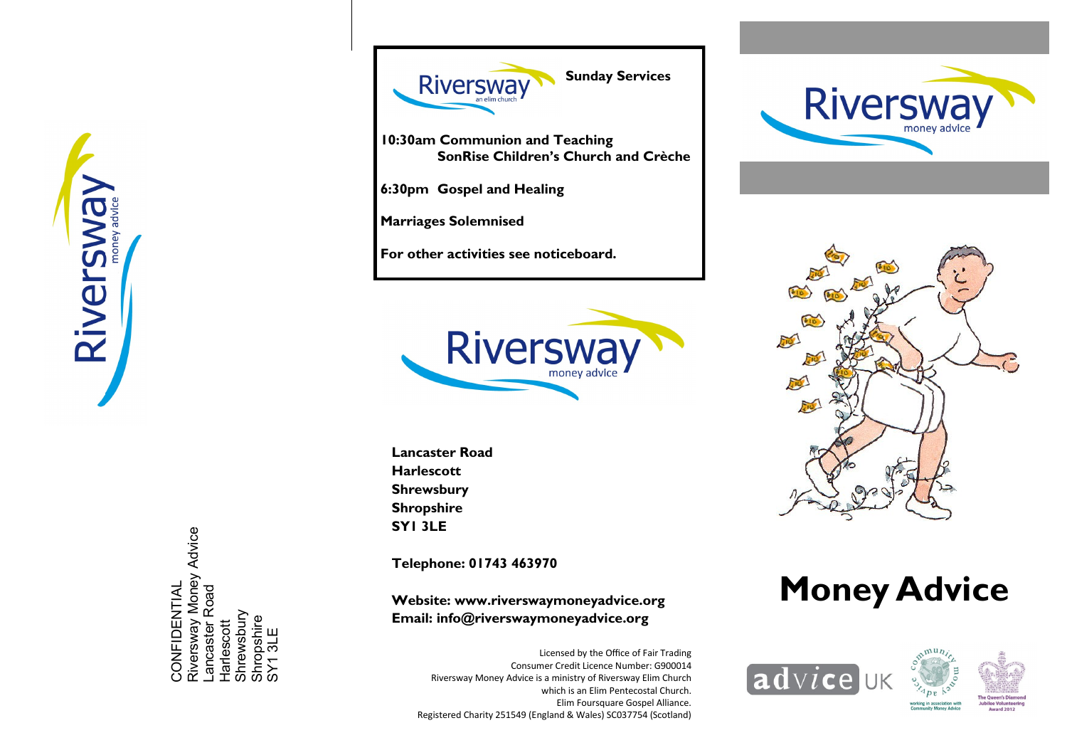Riversway
money advice

CONFIDENTIAL
Riversway Money Advice
Lancaster Road
Harlescott
Shrewsbury
Shropshire
SY1 3LE

Riversway
an elim church

**Sunday Services**

**10:30am Communion and Teaching**
**SonRise Children's Church and Crèche**

**6:30pm Gospel and Healing**

**Marriages Solemnised**

**For other activities see noticeboard.**

Riversway
money advice

**Lancaster Road**
**Harlescott**
**Shrewsbury**
**Shropshire**
**SY1 3LE**

**Telephone: 01743 463970**

**Website: www.riverswaymoneyadvice.org**
**Email: info@riverswaymoneyadvice.org**

Licensed by the Office of Fair Trading
Consumer Credit Licence Number: G900014
Riversway Money Advice is a ministry of Riversway Elim Church
which is an Elim Pentecostal Church.
Elim Foursquare Gospel Alliance.
Registered Charity 251549 (England & Wales) SC037754 (Scotland)

Riversway
money advice

# Money Advice

advice UK

community money advice
working in association with Community Money Advice

The Queen's Diamond Jubilee Volunteering Award 2012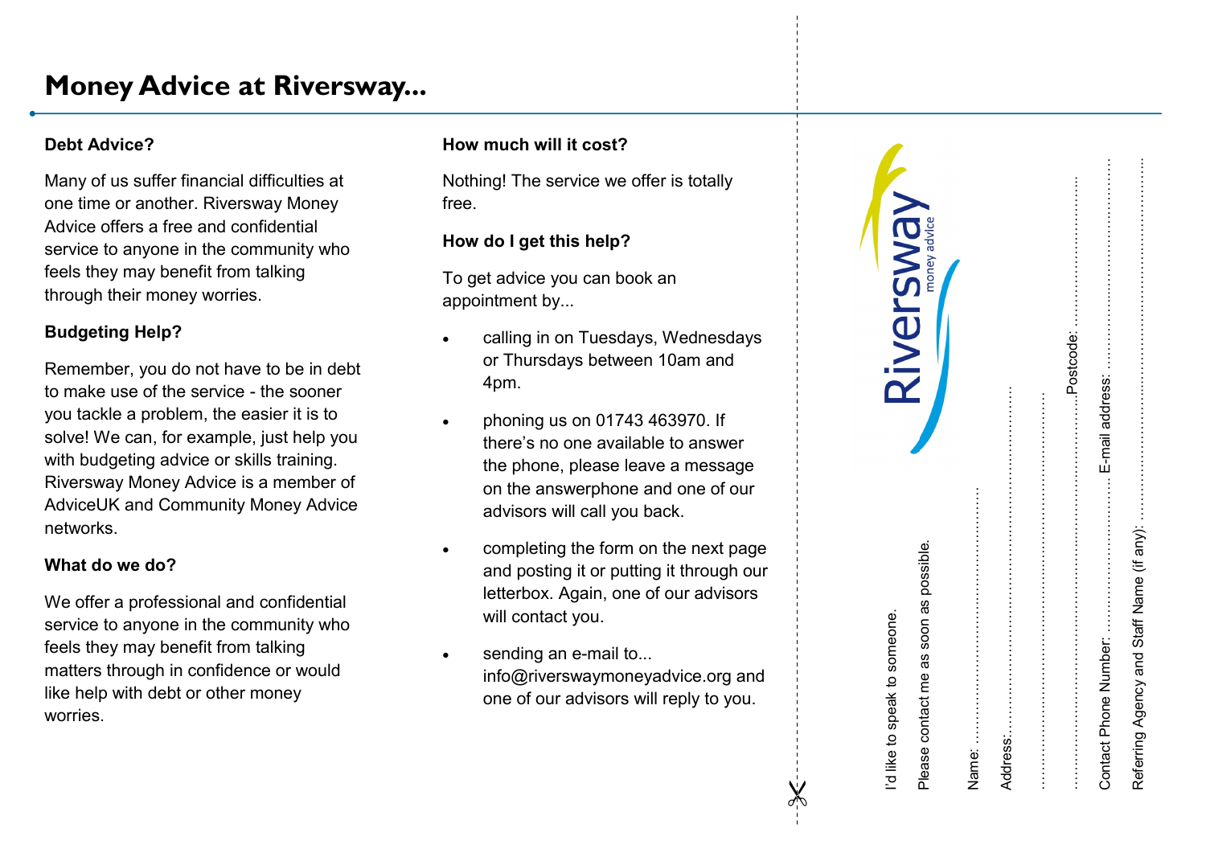# Money Advice at Riversway...

**Debt Advice?**

Many of us suffer financial difficulties at one time or another. Riversway Money Advice offers a free and confidential service to anyone in the community who feels they may benefit from talking through their money worries.

**Budgeting Help?**

Remember, you do not have to be in debt to make use of the service - the sooner you tackle a problem, the easier it is to solve! We can, for example, just help you with budgeting advice or skills training. Riversway Money Advice is a member of AdviceUK and Community Money Advice networks.

**What do we do?**

We offer a professional and confidential service to anyone in the community who feels they may benefit from talking matters through in confidence or would like help with debt or other money worries.

**How much will it cost?**

Nothing! The service we offer is totally free.

**How do I get this help?**

To get advice you can book an appointment by...

- calling in on Tuesdays, Wednesdays or Thursdays between 10am and 4pm.
- phoning us on 01743 463970. If there's no one available to answer the phone, please leave a message on the answerphone and one of our advisors will call you back.
- completing the form on the next page and posting it or putting it through our letterbox. Again, one of our advisors will contact you.
- sending an e-mail to... info@riverswaymoneyadvice.org and one of our advisors will reply to you.

Riversway money advice

I'd like to speak to someone.

Please contact me as soon as possible.

Name: ..........................................

Address: ..........................................

..........................................

..........................................Postcode: ..........................

Contact Phone Number: .......................... E-mail address: ..........................

Referring Agency and Staff Name (if any): ..........................................